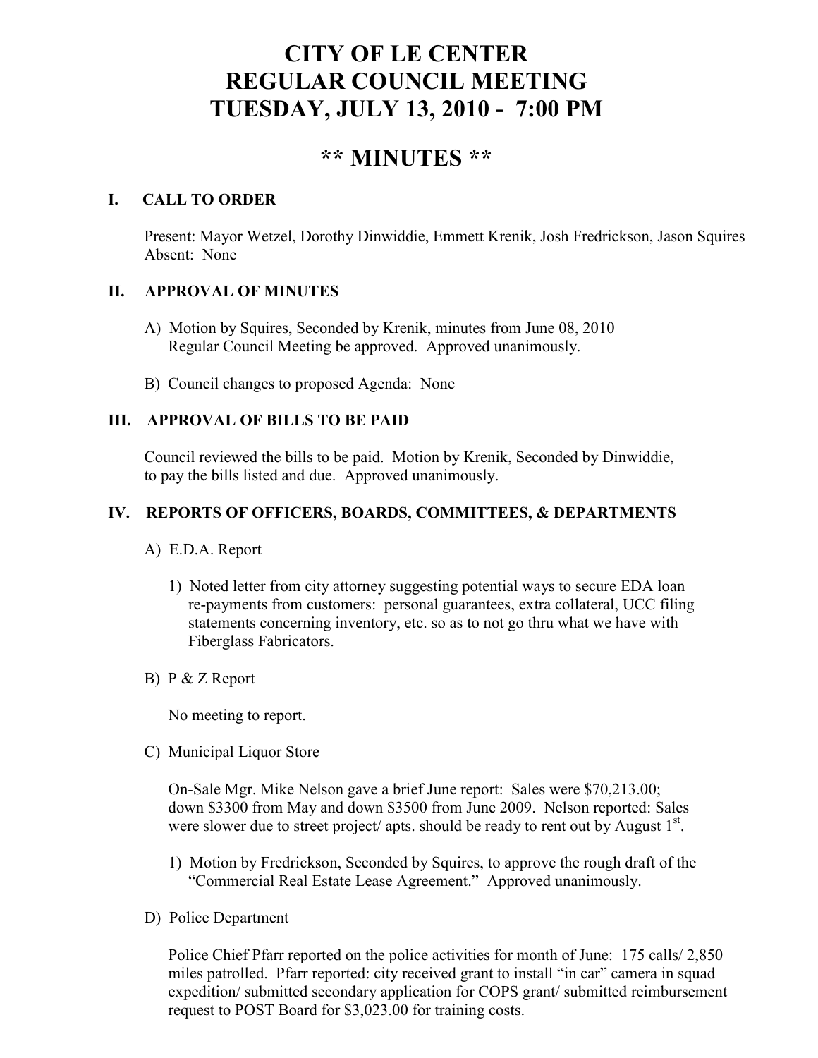# CITY OF LE CENTER
# REGULAR COUNCIL MEETING
# TUESDAY, JULY 13, 2010 - 7:00 PM

## ** MINUTES **

### I. CALL TO ORDER

Present: Mayor Wetzel, Dorothy Dinwiddie, Emmett Krenik, Josh Fredrickson, Jason Squires
Absent: None

### II. APPROVAL OF MINUTES

A) Motion by Squires, Seconded by Krenik, minutes from June 08, 2010 Regular Council Meeting be approved. Approved unanimously.

B) Council changes to proposed Agenda: None

### III. APPROVAL OF BILLS TO BE PAID

Council reviewed the bills to be paid. Motion by Krenik, Seconded by Dinwiddie, to pay the bills listed and due. Approved unanimously.

### IV. REPORTS OF OFFICERS, BOARDS, COMMITTEES, & DEPARTMENTS

A) E.D.A. Report

1) Noted letter from city attorney suggesting potential ways to secure EDA loan re-payments from customers: personal guarantees, extra collateral, UCC filing statements concerning inventory, etc. so as to not go thru what we have with Fiberglass Fabricators.

B) P & Z Report

No meeting to report.

C) Municipal Liquor Store

On-Sale Mgr. Mike Nelson gave a brief June report: Sales were $70,213.00; down $3300 from May and down $3500 from June 2009. Nelson reported: Sales were slower due to street project/ apts. should be ready to rent out by August 1st.

1) Motion by Fredrickson, Seconded by Squires, to approve the rough draft of the "Commercial Real Estate Lease Agreement." Approved unanimously.

D) Police Department

Police Chief Pfarr reported on the police activities for month of June: 175 calls/ 2,850 miles patrolled. Pfarr reported: city received grant to install "in car" camera in squad expedition/ submitted secondary application for COPS grant/ submitted reimbursement request to POST Board for $3,023.00 for training costs.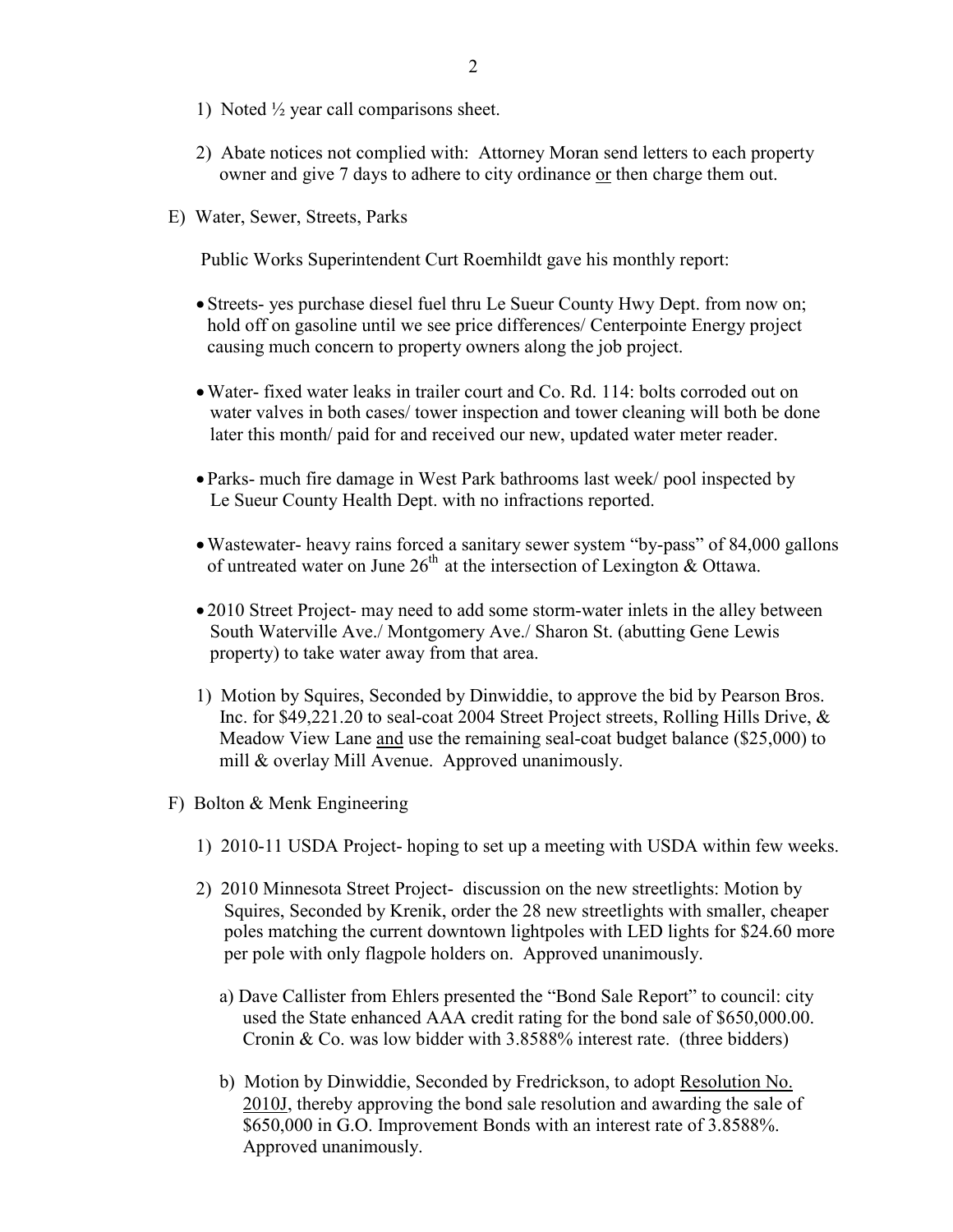1) Noted ½ year call comparisons sheet.

2) Abate notices not complied with: Attorney Moran send letters to each property owner and give 7 days to adhere to city ordinance <u>or</u> then charge them out.

E) Water, Sewer, Streets, Parks

Public Works Superintendent Curt Roemhildt gave his monthly report:

- Streets- yes purchase diesel fuel thru Le Sueur County Hwy Dept. from now on; hold off on gasoline until we see price differences/ Centerpointe Energy project causing much concern to property owners along the job project.
- Water- fixed water leaks in trailer court and Co. Rd. 114: bolts corroded out on water valves in both cases/ tower inspection and tower cleaning will both be done later this month/ paid for and received our new, updated water meter reader.
- Parks- much fire damage in West Park bathrooms last week/ pool inspected by Le Sueur County Health Dept. with no infractions reported.
- Wastewater- heavy rains forced a sanitary sewer system "by-pass" of 84,000 gallons of untreated water on June 26th at the intersection of Lexington & Ottawa.
- 2010 Street Project- may need to add some storm-water inlets in the alley between South Waterville Ave./ Montgomery Ave./ Sharon St. (abutting Gene Lewis property) to take water away from that area.

1) Motion by Squires, Seconded by Dinwiddie, to approve the bid by Pearson Bros. Inc. for $49,221.20 to seal-coat 2004 Street Project streets, Rolling Hills Drive, & Meadow View Lane <u>and</u> use the remaining seal-coat budget balance ($25,000) to mill & overlay Mill Avenue. Approved unanimously.

F) Bolton & Menk Engineering

1) 2010-11 USDA Project- hoping to set up a meeting with USDA within few weeks.

2) 2010 Minnesota Street Project- discussion on the new streetlights: Motion by Squires, Seconded by Krenik, order the 28 new streetlights with smaller, cheaper poles matching the current downtown lightpoles with LED lights for $24.60 more per pole with only flagpole holders on. Approved unanimously.

   a) Dave Callister from Ehlers presented the "Bond Sale Report" to council: city used the State enhanced AAA credit rating for the bond sale of $650,000.00. Cronin & Co. was low bidder with 3.8588% interest rate. (three bidders)

   b) Motion by Dinwiddie, Seconded by Fredrickson, to adopt <u>Resolution No. 2010J</u>, thereby approving the bond sale resolution and awarding the sale of $650,000 in G.O. Improvement Bonds with an interest rate of 3.8588%. Approved unanimously.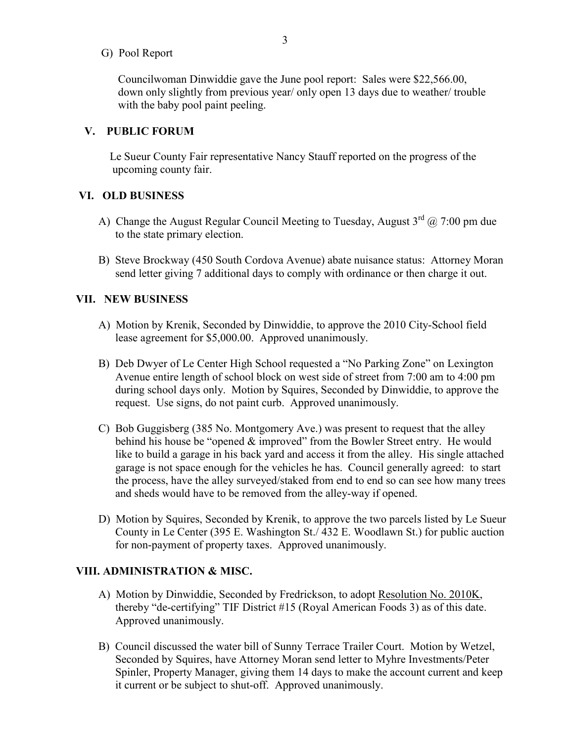G) Pool Report

Councilwoman Dinwiddie gave the June pool report: Sales were $22,566.00, down only slightly from previous year/ only open 13 days due to weather/ trouble with the baby pool paint peeling.

## V. PUBLIC FORUM

Le Sueur County Fair representative Nancy Stauff reported on the progress of the upcoming county fair.

## VI. OLD BUSINESS

A) Change the August Regular Council Meeting to Tuesday, August 3rd @ 7:00 pm due to the state primary election.

B) Steve Brockway (450 South Cordova Avenue) abate nuisance status: Attorney Moran send letter giving 7 additional days to comply with ordinance or then charge it out.

## VII. NEW BUSINESS

A) Motion by Krenik, Seconded by Dinwiddie, to approve the 2010 City-School field lease agreement for $5,000.00. Approved unanimously.

B) Deb Dwyer of Le Center High School requested a "No Parking Zone" on Lexington Avenue entire length of school block on west side of street from 7:00 am to 4:00 pm during school days only. Motion by Squires, Seconded by Dinwiddie, to approve the request. Use signs, do not paint curb. Approved unanimously.

C) Bob Guggisberg (385 No. Montgomery Ave.) was present to request that the alley behind his house be "opened & improved" from the Bowler Street entry. He would like to build a garage in his back yard and access it from the alley. His single attached garage is not space enough for the vehicles he has. Council generally agreed: to start the process, have the alley surveyed/staked from end to end so can see how many trees and sheds would have to be removed from the alley-way if opened.

D) Motion by Squires, Seconded by Krenik, to approve the two parcels listed by Le Sueur County in Le Center (395 E. Washington St./ 432 E. Woodlawn St.) for public auction for non-payment of property taxes. Approved unanimously.

## VIII. ADMINISTRATION & MISC.

A) Motion by Dinwiddie, Seconded by Fredrickson, to adopt Resolution No. 2010K, thereby "de-certifying" TIF District #15 (Royal American Foods 3) as of this date. Approved unanimously.

B) Council discussed the water bill of Sunny Terrace Trailer Court. Motion by Wetzel, Seconded by Squires, have Attorney Moran send letter to Myhre Investments/Peter Spinler, Property Manager, giving them 14 days to make the account current and keep it current or be subject to shut-off. Approved unanimously.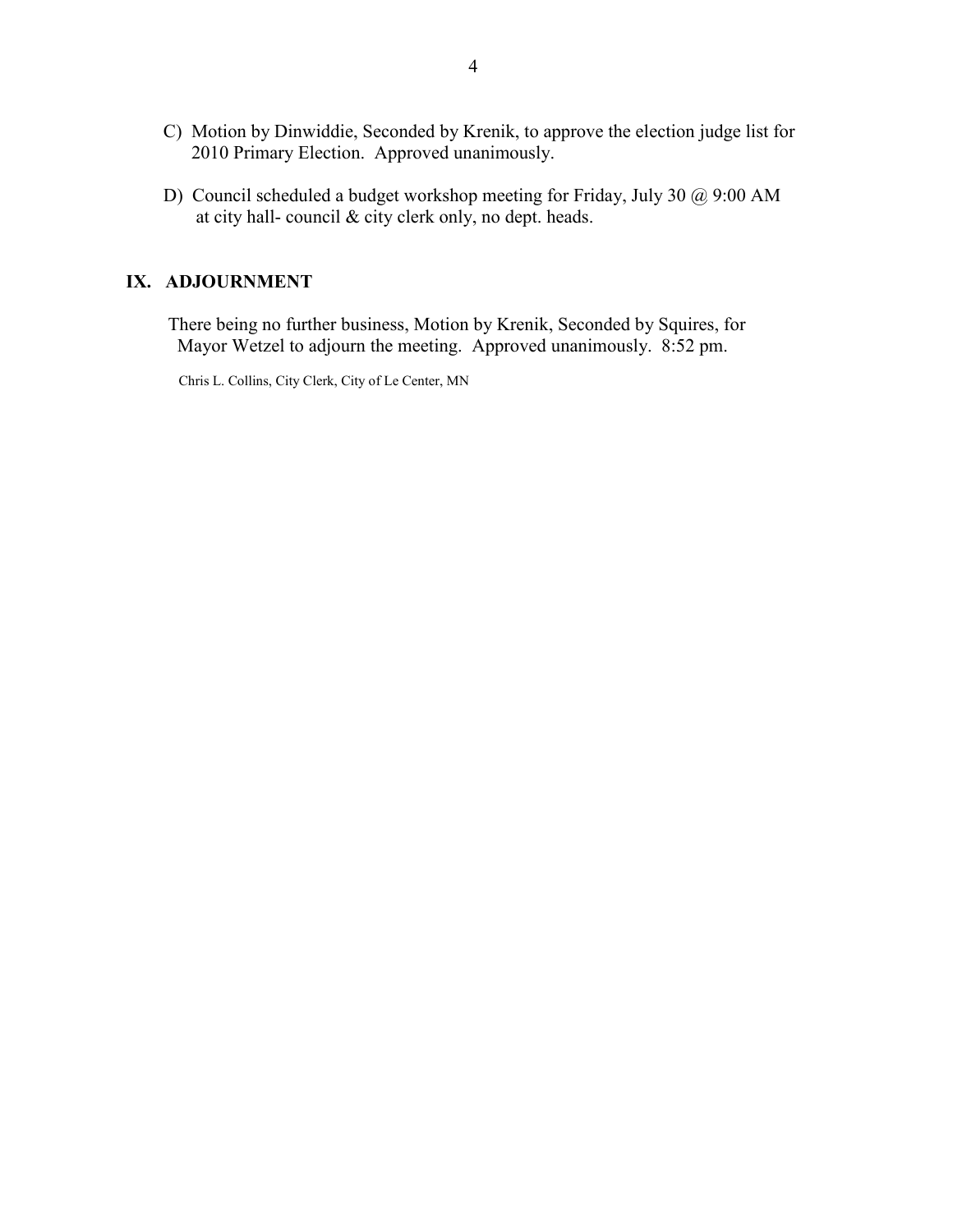C) Motion by Dinwiddie, Seconded by Krenik, to approve the election judge list for 2010 Primary Election. Approved unanimously.

D) Council scheduled a budget workshop meeting for Friday, July 30 @ 9:00 AM at city hall- council & city clerk only, no dept. heads.

## IX. ADJOURNMENT

There being no further business, Motion by Krenik, Seconded by Squires, for Mayor Wetzel to adjourn the meeting. Approved unanimously. 8:52 pm.

Chris L. Collins, City Clerk, City of Le Center, MN